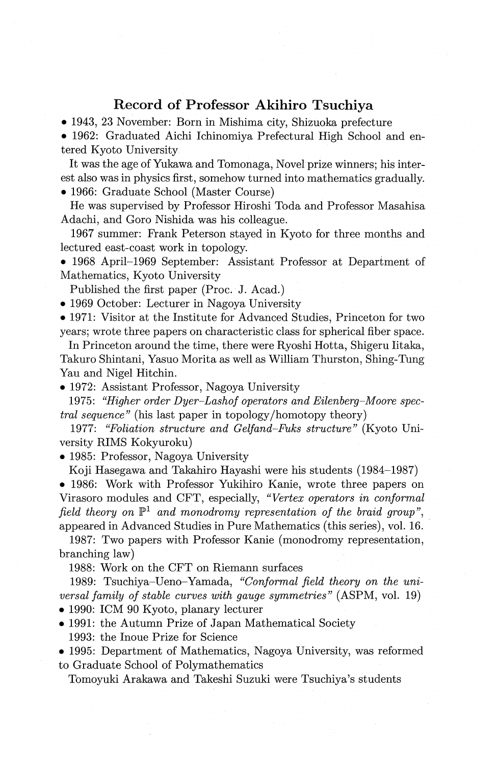## Record of Professor Akihiro Tsuchiya

- 1943, 23 November: Born in Mishima city, Shizuoka prefecture
- 1962: Graduated Aichi Ichinomiya Prefectural High School and entered Kyoto University

It was the age of Yukawa and Tomonaga, Novel prize winners; his interest also was in physics first, somehow turned into mathematics gradually.

- 1966: Graduate School (Master Course)

He was supervised by Professor Hiroshi Toda and Professor Masahisa Adachi, and Goro Nishida was his colleague.

1967 summer: Frank Peterson stayed in Kyoto for three months and lectured east-coast work in topology.

- 1968 April–1969 September: Assistant Professor at Department of Mathematics, Kyoto University

Published the first paper (Proc. J. Acad.)

- 1969 October: Lecturer in Nagoya University
- 1971: Visitor at the Institute for Advanced Studies, Princeton for two years; wrote three papers on characteristic class for spherical fiber space.

In Princeton around the time, there were Ryoshi Hotta, Shigeru Iitaka, Takuro Shintani, Yasuo Morita as well as William Thurston, Shing-Tung Yau and Nigel Hitchin.

- 1972: Assistant Professor, Nagoya University

1975: *"Higher order Dyer–Lashof operators and Eilenberg–Moore spectral sequence"* (his last paper in topology/homotopy theory)

1977: *"Foliation structure and Gelfand–Fuks structure"* (Kyoto University RIMS Kokyuroku)

- 1985: Professor, Nagoya University

Koji Hasegawa and Takahiro Hayashi were his students (1984–1987)

- 1986: Work with Professor Yukihiro Kanie, wrote three papers on Virasoro modules and CFT, especially, *"Vertex operators in conformal field theory on* $\mathbb{P}^1$ *and monodromy representation of the braid group"*, appeared in Advanced Studies in Pure Mathematics (this series), vol. 16.

1987: Two papers with Professor Kanie (monodromy representation, branching law)

1988: Work on the CFT on Riemann surfaces

1989: Tsuchiya–Ueno–Yamada, *"Conformal field theory on the universal family of stable curves with gauge symmetries"* (ASPM, vol. 19)

- 1990: ICM 90 Kyoto, planary lecturer
- 1991: the Autumn Prize of Japan Mathematical Society

1993: the Inoue Prize for Science

- 1995: Department of Mathematics, Nagoya University, was reformed to Graduate School of Polymathematics

Tomoyuki Arakawa and Takeshi Suzuki were Tsuchiya's students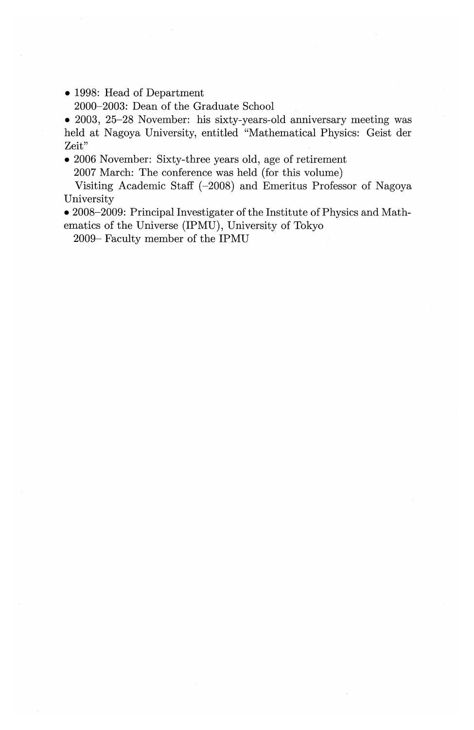- 1998: Head of Department

  2000–2003: Dean of the Graduate School
- 2003, 25–28 November: his sixty-years-old anniversary meeting was held at Nagoya University, entitled "Mathematical Physics: Geist der Zeit"
- 2006 November: Sixty-three years old, age of retirement

  2007 March: The conference was held (for this volume)

  Visiting Academic Staff (–2008) and Emeritus Professor of Nagoya University
- 2008–2009: Principal Investigater of the Institute of Physics and Mathematics of the Universe (IPMU), University of Tokyo

  2009– Faculty member of the IPMU